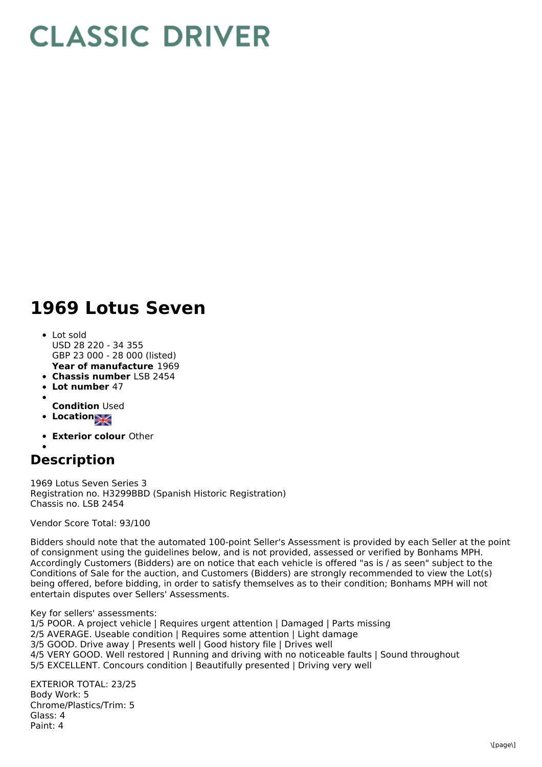# CLASSIC DRIVER

# 1969 Lotus Seven

- Lot sold
  USD 28 220 - 34 355
  GBP 23 000 - 28 000 (listed)
  **Year of manufacture** 1969
- **Chassis number** LSB 2454
- **Lot number** 47
- **Condition** Used
- **Location**
- **Exterior colour** Other

## Description

1969 Lotus Seven Series 3
Registration no. H3299BBD (Spanish Historic Registration)
Chassis no. LSB 2454

Vendor Score Total: 93/100

Bidders should note that the automated 100-point Seller's Assessment is provided by each Seller at the point of consignment using the guidelines below, and is not provided, assessed or verified by Bonhams MPH. Accordingly Customers (Bidders) are on notice that each vehicle is offered "as is / as seen" subject to the Conditions of Sale for the auction, and Customers (Bidders) are strongly recommended to view the Lot(s) being offered, before bidding, in order to satisfy themselves as to their condition; Bonhams MPH will not entertain disputes over Sellers' Assessments.

Key for sellers' assessments:
1/5 POOR. A project vehicle | Requires urgent attention | Damaged | Parts missing
2/5 AVERAGE. Useable condition | Requires some attention | Light damage
3/5 GOOD. Drive away | Presents well | Good history file | Drives well
4/5 VERY GOOD. Well restored | Running and driving with no noticeable faults | Sound throughout
5/5 EXCELLENT. Concours condition | Beautifully presented | Driving very well

EXTERIOR TOTAL: 23/25
Body Work: 5
Chrome/Plastics/Trim: 5
Glass: 4
Paint: 4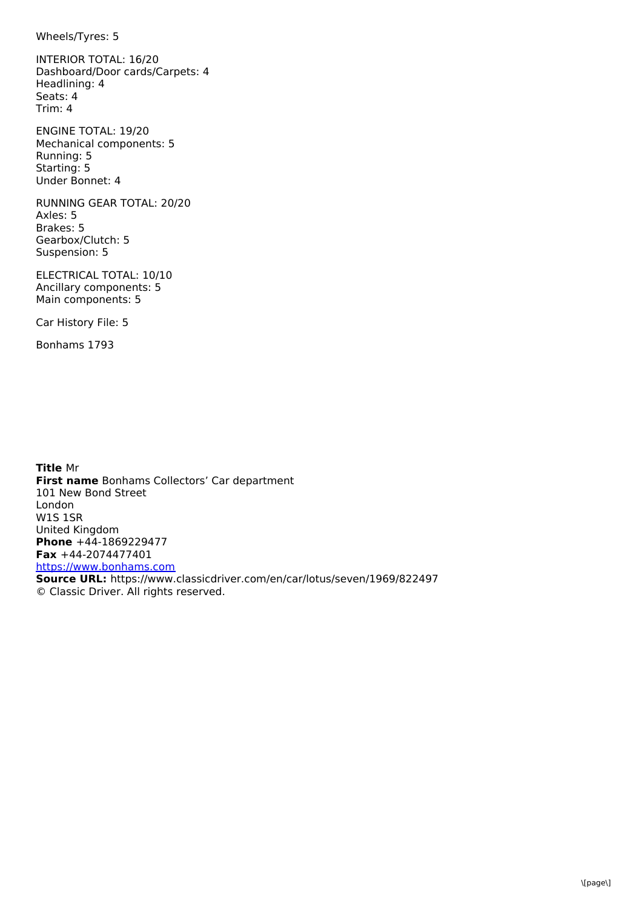Wheels/Tyres: 5

INTERIOR TOTAL: 16/20
Dashboard/Door cards/Carpets: 4
Headlining: 4
Seats: 4
Trim: 4

ENGINE TOTAL: 19/20
Mechanical components: 5
Running: 5
Starting: 5
Under Bonnet: 4

RUNNING GEAR TOTAL: 20/20
Axles: 5
Brakes: 5
Gearbox/Clutch: 5
Suspension: 5

ELECTRICAL TOTAL: 10/10
Ancillary components: 5
Main components: 5

Car History File: 5

Bonhams 1793

**Title** Mr
**First name** Bonhams Collectors' Car department
101 New Bond Street
London
W1S 1SR
United Kingdom
**Phone** +44-1869229477
**Fax** +44-2074477401
https://www.bonhams.com
**Source URL:** https://www.classicdriver.com/en/car/lotus/seven/1969/822497
© Classic Driver. All rights reserved.